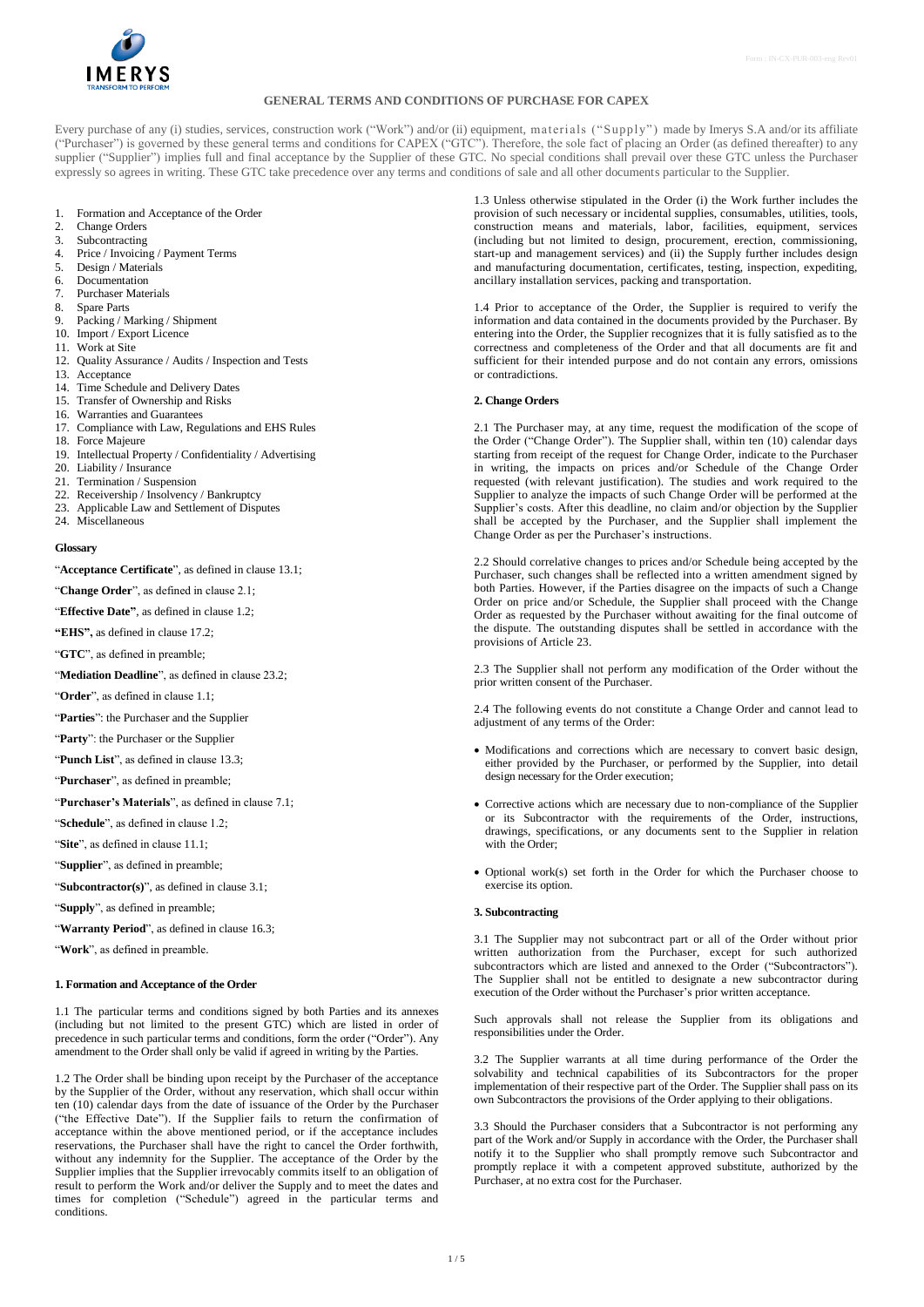# GENERAL TERMS AND CONDITIONS OF PURCHASE FOR CAPEX

Every purchase of any (i) studies, services, construction work ("Work") and/or (ii) equipment, materials ("Supply") made by Imerys S.A and/or its affiliate ("Purchaser") is governed by these general terms and conditions for CAPEX ("GTC"). Therefore, the sole fact of placing an Order (as defined thereafter) to any supplier ("Supplier") implies full and final acceptance by the Supplier of these GTC. No special conditions shall prevail over these GTC unless the Purchaser expressly so agrees in writing. These GTC take precedence over any terms and conditions of sale and all other documents particular to the Supplier.

1. Formation and Acceptance of the Order
2. Change Orders
3. Subcontracting
4. Price / Invoicing / Payment Terms
5. Design / Materials
6. Documentation
7. Purchaser Materials
8. Spare Parts
9. Packing / Marking / Shipment
10. Import / Export Licence
11. Work at Site
12. Quality Assurance / Audits / Inspection and Tests
13. Acceptance
14. Time Schedule and Delivery Dates
15. Transfer of Ownership and Risks
16. Warranties and Guarantees
17. Compliance with Law, Regulations and EHS Rules
18. Force Majeure
19. Intellectual Property / Confidentiality / Advertising
20. Liability / Insurance
21. Termination / Suspension
22. Receivership / Insolvency / Bankruptcy
23. Applicable Law and Settlement of Disputes
24. Miscellaneous

**Glossary**

"**Acceptance Certificate**", as defined in clause 13.1;

"**Change Order**", as defined in clause 2.1;

"**Effective Date**", as defined in clause 1.2;

**"EHS",** as defined in clause 17.2;

"**GTC**", as defined in preamble;

"**Mediation Deadline**", as defined in clause 23.2;

"**Order**", as defined in clause 1.1;

"**Parties**": the Purchaser and the Supplier

"**Party**": the Purchaser or the Supplier

"**Punch List**", as defined in clause 13.3;

"**Purchaser**", as defined in preamble;

"**Purchaser's Materials**", as defined in clause 7.1;

"**Schedule**", as defined in clause 1.2;

"**Site**", as defined in clause 11.1;

"**Supplier**", as defined in preamble;

"**Subcontractor(s)**", as defined in clause 3.1;

"**Supply**", as defined in preamble;

"**Warranty Period**", as defined in clause 16.3;

"**Work**", as defined in preamble.

**1. Formation and Acceptance of the Order**

1.1 The particular terms and conditions signed by both Parties and its annexes (including but not limited to the present GTC) which are listed in order of precedence in such particular terms and conditions, form the order ("Order"). Any amendment to the Order shall only be valid if agreed in writing by the Parties.

1.2 The Order shall be binding upon receipt by the Purchaser of the acceptance by the Supplier of the Order, without any reservation, which shall occur within ten (10) calendar days from the date of issuance of the Order by the Purchaser ("the Effective Date"). If the Supplier fails to return the confirmation of acceptance within the above mentioned period, or if the acceptance includes reservations, the Purchaser shall have the right to cancel the Order forthwith, without any indemnity for the Supplier. The acceptance of the Order by the Supplier implies that the Supplier irrevocably commits itself to an obligation of result to perform the Work and/or deliver the Supply and to meet the dates and times for completion ("Schedule") agreed in the particular terms and conditions.

1.3 Unless otherwise stipulated in the Order (i) the Work further includes the provision of such necessary or incidental supplies, consumables, utilities, tools, construction means and materials, labor, facilities, equipment, services (including but not limited to design, procurement, erection, commissioning, start-up and management services) and (ii) the Supply further includes design and manufacturing documentation, certificates, testing, inspection, expediting, ancillary installation services, packing and transportation.

1.4 Prior to acceptance of the Order, the Supplier is required to verify the information and data contained in the documents provided by the Purchaser. By entering into the Order, the Supplier recognizes that it is fully satisfied as to the correctness and completeness of the Order and that all documents are fit and sufficient for their intended purpose and do not contain any errors, omissions or contradictions.

**2. Change Orders**

2.1 The Purchaser may, at any time, request the modification of the scope of the Order ("Change Order"). The Supplier shall, within ten (10) calendar days starting from receipt of the request for Change Order, indicate to the Purchaser in writing, the impacts on prices and/or Schedule of the Change Order requested (with relevant justification). The studies and work required to the Supplier to analyze the impacts of such Change Order will be performed at the Supplier's costs. After this deadline, no claim and/or objection by the Supplier shall be accepted by the Purchaser, and the Supplier shall implement the Change Order as per the Purchaser's instructions.

2.2 Should correlative changes to prices and/or Schedule being accepted by the Purchaser, such changes shall be reflected into a written amendment signed by both Parties. However, if the Parties disagree on the impacts of such a Change Order on price and/or Schedule, the Supplier shall proceed with the Change Order as requested by the Purchaser without awaiting for the final outcome of the dispute. The outstanding disputes shall be settled in accordance with the provisions of Article 23.

2.3 The Supplier shall not perform any modification of the Order without the prior written consent of the Purchaser.

2.4 The following events do not constitute a Change Order and cannot lead to adjustment of any terms of the Order:

- Modifications and corrections which are necessary to convert basic design, either provided by the Purchaser, or performed by the Supplier, into detail design necessary for the Order execution;
- Corrective actions which are necessary due to non-compliance of the Supplier or its Subcontractor with the requirements of the Order, instructions, drawings, specifications, or any documents sent to the Supplier in relation with the Order;
- Optional work(s) set forth in the Order for which the Purchaser choose to exercise its option.

**3. Subcontracting**

3.1 The Supplier may not subcontract part or all of the Order without prior written authorization from the Purchaser, except for such authorized subcontractors which are listed and annexed to the Order ("Subcontractors"). The Supplier shall not be entitled to designate a new subcontractor during execution of the Order without the Purchaser's prior written acceptance.

Such approvals shall not release the Supplier from its obligations and responsibilities under the Order.

3.2 The Supplier warrants at all time during performance of the Order the solvability and technical capabilities of its Subcontractors for the proper implementation of their respective part of the Order. The Supplier shall pass on its own Subcontractors the provisions of the Order applying to their obligations.

3.3 Should the Purchaser considers that a Subcontractor is not performing any part of the Work and/or Supply in accordance with the Order, the Purchaser shall notify it to the Supplier who shall promptly remove such Subcontractor and promptly replace it with a competent approved substitute, authorized by the Purchaser, at no extra cost for the Purchaser.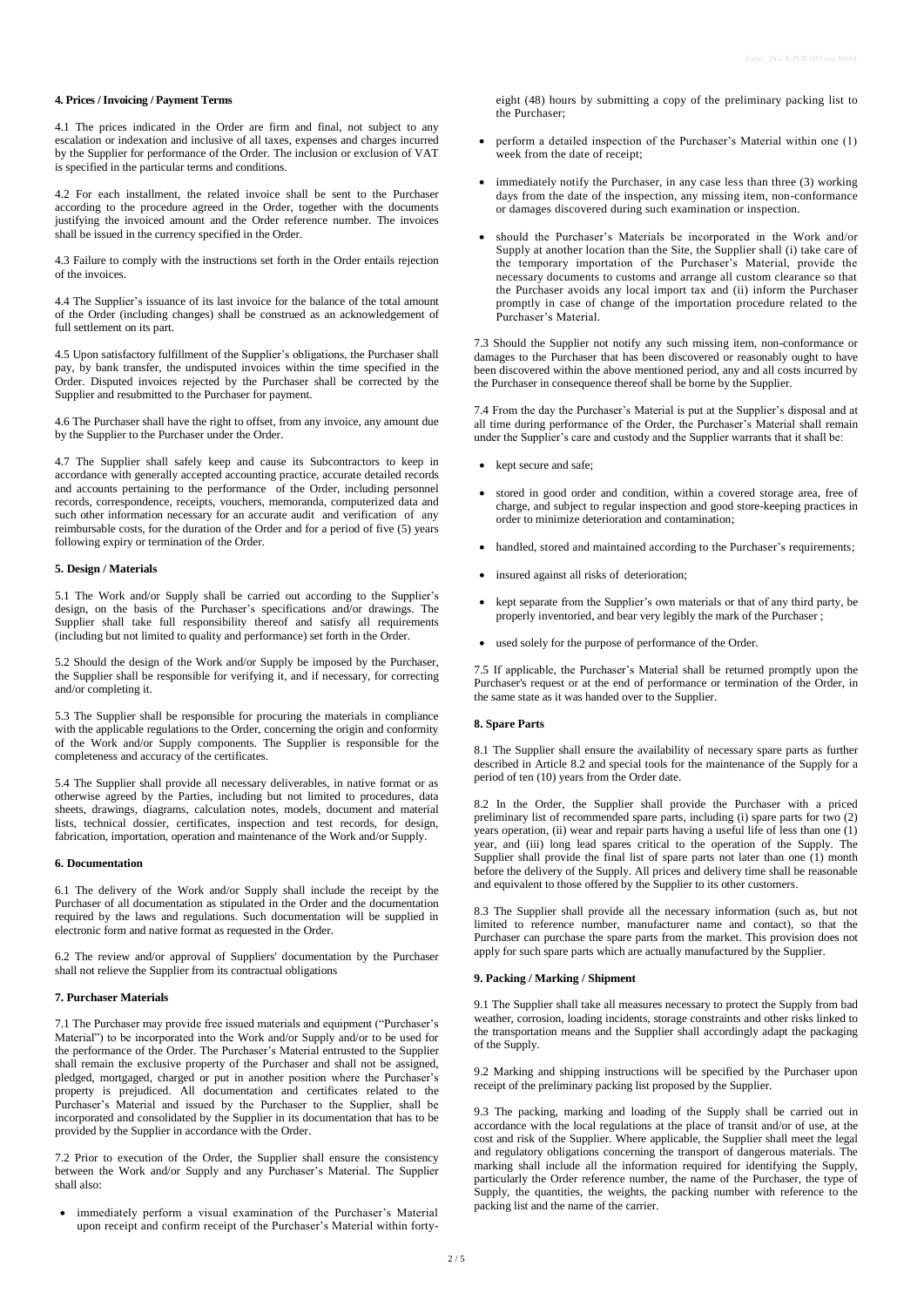**4. Prices / Invoicing / Payment Terms**

4.1 The prices indicated in the Order are firm and final, not subject to any escalation or indexation and inclusive of all taxes, expenses and charges incurred by the Supplier for performance of the Order. The inclusion or exclusion of VAT is specified in the particular terms and conditions.

4.2 For each installment, the related invoice shall be sent to the Purchaser according to the procedure agreed in the Order, together with the documents justifying the invoiced amount and the Order reference number. The invoices shall be issued in the currency specified in the Order.

4.3 Failure to comply with the instructions set forth in the Order entails rejection of the invoices.

4.4 The Supplier's issuance of its last invoice for the balance of the total amount of the Order (including changes) shall be construed as an acknowledgement of full settlement on its part.

4.5 Upon satisfactory fulfillment of the Supplier's obligations, the Purchaser shall pay, by bank transfer, the undisputed invoices within the time specified in the Order. Disputed invoices rejected by the Purchaser shall be corrected by the Supplier and resubmitted to the Purchaser for payment.

4.6 The Purchaser shall have the right to offset, from any invoice, any amount due by the Supplier to the Purchaser under the Order.

4.7 The Supplier shall safely keep and cause its Subcontractors to keep in accordance with generally accepted accounting practice, accurate detailed records and accounts pertaining to the performance of the Order, including personnel records, correspondence, receipts, vouchers, memoranda, computerized data and such other information necessary for an accurate audit and verification of any reimbursable costs, for the duration of the Order and for a period of five (5) years following expiry or termination of the Order.

**5. Design / Materials**

5.1 The Work and/or Supply shall be carried out according to the Supplier's design, on the basis of the Purchaser's specifications and/or drawings. The Supplier shall take full responsibility thereof and satisfy all requirements (including but not limited to quality and performance) set forth in the Order.

5.2 Should the design of the Work and/or Supply be imposed by the Purchaser, the Supplier shall be responsible for verifying it, and if necessary, for correcting and/or completing it.

5.3 The Supplier shall be responsible for procuring the materials in compliance with the applicable regulations to the Order, concerning the origin and conformity of the Work and/or Supply components. The Supplier is responsible for the completeness and accuracy of the certificates.

5.4 The Supplier shall provide all necessary deliverables, in native format or as otherwise agreed by the Parties, including but not limited to procedures, data sheets, drawings, diagrams, calculation notes, models, document and material lists, technical dossier, certificates, inspection and test records, for design, fabrication, importation, operation and maintenance of the Work and/or Supply.

**6. Documentation**

6.1 The delivery of the Work and/or Supply shall include the receipt by the Purchaser of all documentation as stipulated in the Order and the documentation required by the laws and regulations. Such documentation will be supplied in electronic form and native format as requested in the Order.

6.2 The review and/or approval of Suppliers' documentation by the Purchaser shall not relieve the Supplier from its contractual obligations

**7. Purchaser Materials**

7.1 The Purchaser may provide free issued materials and equipment ("Purchaser's Material") to be incorporated into the Work and/or Supply and/or to be used for the performance of the Order. The Purchaser's Material entrusted to the Supplier shall remain the exclusive property of the Purchaser and shall not be assigned, pledged, mortgaged, charged or put in another position where the Purchaser's property is prejudiced. All documentation and certificates related to the Purchaser's Material and issued by the Purchaser to the Supplier, shall be incorporated and consolidated by the Supplier in its documentation that has to be provided by the Supplier in accordance with the Order.

7.2 Prior to execution of the Order, the Supplier shall ensure the consistency between the Work and/or Supply and any Purchaser's Material. The Supplier shall also:

- immediately perform a visual examination of the Purchaser's Material upon receipt and confirm receipt of the Purchaser's Material within forty-eight (48) hours by submitting a copy of the preliminary packing list to the Purchaser;
- perform a detailed inspection of the Purchaser's Material within one (1) week from the date of receipt;
- immediately notify the Purchaser, in any case less than three (3) working days from the date of the inspection, any missing item, non-conformance or damages discovered during such examination or inspection.
- should the Purchaser's Materials be incorporated in the Work and/or Supply at another location than the Site, the Supplier shall (i) take care of the temporary importation of the Purchaser's Material, provide the necessary documents to customs and arrange all custom clearance so that the Purchaser avoids any local import tax and (ii) inform the Purchaser promptly in case of change of the importation procedure related to the Purchaser's Material.

7.3 Should the Supplier not notify any such missing item, non-conformance or damages to the Purchaser that has been discovered or reasonably ought to have been discovered within the above mentioned period, any and all costs incurred by the Purchaser in consequence thereof shall be borne by the Supplier.

7.4 From the day the Purchaser's Material is put at the Supplier's disposal and at all time during performance of the Order, the Purchaser's Material shall remain under the Supplier's care and custody and the Supplier warrants that it shall be:

- kept secure and safe;
- stored in good order and condition, within a covered storage area, free of charge, and subject to regular inspection and good store-keeping practices in order to minimize deterioration and contamination;
- handled, stored and maintained according to the Purchaser's requirements;
- insured against all risks of deterioration;
- kept separate from the Supplier's own materials or that of any third party, be properly inventoried, and bear very legibly the mark of the Purchaser ;
- used solely for the purpose of performance of the Order.

7.5 If applicable, the Purchaser's Material shall be returned promptly upon the Purchaser's request or at the end of performance or termination of the Order, in the same state as it was handed over to the Supplier.

**8. Spare Parts**

8.1 The Supplier shall ensure the availability of necessary spare parts as further described in Article 8.2 and special tools for the maintenance of the Supply for a period of ten (10) years from the Order date.

8.2 In the Order, the Supplier shall provide the Purchaser with a priced preliminary list of recommended spare parts, including (i) spare parts for two (2) years operation, (ii) wear and repair parts having a useful life of less than one (1) year, and (iii) long lead spares critical to the operation of the Supply. The Supplier shall provide the final list of spare parts not later than one (1) month before the delivery of the Supply. All prices and delivery time shall be reasonable and equivalent to those offered by the Supplier to its other customers.

8.3 The Supplier shall provide all the necessary information (such as, but not limited to reference number, manufacturer name and contact), so that the Purchaser can purchase the spare parts from the market. This provision does not apply for such spare parts which are actually manufactured by the Supplier.

**9. Packing / Marking / Shipment**

9.1 The Supplier shall take all measures necessary to protect the Supply from bad weather, corrosion, loading incidents, storage constraints and other risks linked to the transportation means and the Supplier shall accordingly adapt the packaging of the Supply.

9.2 Marking and shipping instructions will be specified by the Purchaser upon receipt of the preliminary packing list proposed by the Supplier.

9.3 The packing, marking and loading of the Supply shall be carried out in accordance with the local regulations at the place of transit and/or of use, at the cost and risk of the Supplier. Where applicable, the Supplier shall meet the legal and regulatory obligations concerning the transport of dangerous materials. The marking shall include all the information required for identifying the Supply, particularly the Order reference number, the name of the Purchaser, the type of Supply, the quantities, the weights, the packing number with reference to the packing list and the name of the carrier.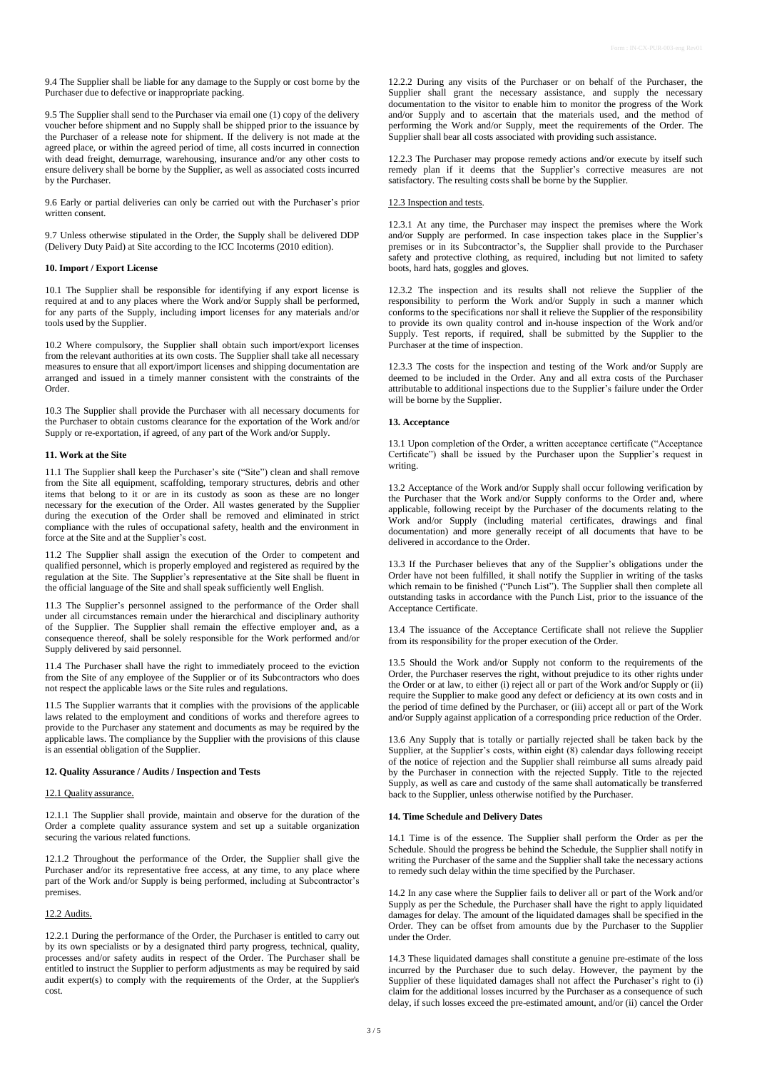9.4 The Supplier shall be liable for any damage to the Supply or cost borne by the Purchaser due to defective or inappropriate packing.

9.5 The Supplier shall send to the Purchaser via email one (1) copy of the delivery voucher before shipment and no Supply shall be shipped prior to the issuance by the Purchaser of a release note for shipment. If the delivery is not made at the agreed place, or within the agreed period of time, all costs incurred in connection with dead freight, demurrage, warehousing, insurance and/or any other costs to ensure delivery shall be borne by the Supplier, as well as associated costs incurred by the Purchaser.

9.6 Early or partial deliveries can only be carried out with the Purchaser's prior written consent.

9.7 Unless otherwise stipulated in the Order, the Supply shall be delivered DDP (Delivery Duty Paid) at Site according to the ICC Incoterms (2010 edition).

**10. Import / Export License**

10.1 The Supplier shall be responsible for identifying if any export license is required at and to any places where the Work and/or Supply shall be performed, for any parts of the Supply, including import licenses for any materials and/or tools used by the Supplier.

10.2 Where compulsory, the Supplier shall obtain such import/export licenses from the relevant authorities at its own costs. The Supplier shall take all necessary measures to ensure that all export/import licenses and shipping documentation are arranged and issued in a timely manner consistent with the constraints of the Order.

10.3 The Supplier shall provide the Purchaser with all necessary documents for the Purchaser to obtain customs clearance for the exportation of the Work and/or Supply or re-exportation, if agreed, of any part of the Work and/or Supply.

**11. Work at the Site**

11.1 The Supplier shall keep the Purchaser's site ("Site") clean and shall remove from the Site all equipment, scaffolding, temporary structures, debris and other items that belong to it or are in its custody as soon as these are no longer necessary for the execution of the Order. All wastes generated by the Supplier during the execution of the Order shall be removed and eliminated in strict compliance with the rules of occupational safety, health and the environment in force at the Site and at the Supplier's cost.

11.2 The Supplier shall assign the execution of the Order to competent and qualified personnel, which is properly employed and registered as required by the regulation at the Site. The Supplier's representative at the Site shall be fluent in the official language of the Site and shall speak sufficiently well English.

11.3 The Supplier's personnel assigned to the performance of the Order shall under all circumstances remain under the hierarchical and disciplinary authority of the Supplier. The Supplier shall remain the effective employer and, as a consequence thereof, shall be solely responsible for the Work performed and/or Supply delivered by said personnel.

11.4 The Purchaser shall have the right to immediately proceed to the eviction from the Site of any employee of the Supplier or of its Subcontractors who does not respect the applicable laws or the Site rules and regulations.

11.5 The Supplier warrants that it complies with the provisions of the applicable laws related to the employment and conditions of works and therefore agrees to provide to the Purchaser any statement and documents as may be required by the applicable laws. The compliance by the Supplier with the provisions of this clause is an essential obligation of the Supplier.

**12. Quality Assurance / Audits / Inspection and Tests**

12.1 Quality assurance.

12.1.1 The Supplier shall provide, maintain and observe for the duration of the Order a complete quality assurance system and set up a suitable organization securing the various related functions.

12.1.2 Throughout the performance of the Order, the Supplier shall give the Purchaser and/or its representative free access, at any time, to any place where part of the Work and/or Supply is being performed, including at Subcontractor's premises.

12.2 Audits.

12.2.1 During the performance of the Order, the Purchaser is entitled to carry out by its own specialists or by a designated third party progress, technical, quality, processes and/or safety audits in respect of the Order. The Purchaser shall be entitled to instruct the Supplier to perform adjustments as may be required by said audit expert(s) to comply with the requirements of the Order, at the Supplier's cost.

12.2.2 During any visits of the Purchaser or on behalf of the Purchaser, the Supplier shall grant the necessary assistance, and supply the necessary documentation to the visitor to enable him to monitor the progress of the Work and/or Supply and to ascertain that the materials used, and the method of performing the Work and/or Supply, meet the requirements of the Order. The Supplier shall bear all costs associated with providing such assistance.

12.2.3 The Purchaser may propose remedy actions and/or execute by itself such remedy plan if it deems that the Supplier's corrective measures are not satisfactory. The resulting costs shall be borne by the Supplier.

12.3 Inspection and tests.

12.3.1 At any time, the Purchaser may inspect the premises where the Work and/or Supply are performed. In case inspection takes place in the Supplier's premises or in its Subcontractor's, the Supplier shall provide to the Purchaser safety and protective clothing, as required, including but not limited to safety boots, hard hats, goggles and gloves.

12.3.2 The inspection and its results shall not relieve the Supplier of the responsibility to perform the Work and/or Supply in such a manner which conforms to the specifications nor shall it relieve the Supplier of the responsibility to provide its own quality control and in-house inspection of the Work and/or Supply. Test reports, if required, shall be submitted by the Supplier to the Purchaser at the time of inspection.

12.3.3 The costs for the inspection and testing of the Work and/or Supply are deemed to be included in the Order. Any and all extra costs of the Purchaser attributable to additional inspections due to the Supplier's failure under the Order will be borne by the Supplier.

**13. Acceptance**

13.1 Upon completion of the Order, a written acceptance certificate ("Acceptance Certificate") shall be issued by the Purchaser upon the Supplier's request in writing.

13.2 Acceptance of the Work and/or Supply shall occur following verification by the Purchaser that the Work and/or Supply conforms to the Order and, where applicable, following receipt by the Purchaser of the documents relating to the Work and/or Supply (including material certificates, drawings and final documentation) and more generally receipt of all documents that have to be delivered in accordance to the Order.

13.3 If the Purchaser believes that any of the Supplier's obligations under the Order have not been fulfilled, it shall notify the Supplier in writing of the tasks which remain to be finished ("Punch List"). The Supplier shall then complete all outstanding tasks in accordance with the Punch List, prior to the issuance of the Acceptance Certificate.

13.4 The issuance of the Acceptance Certificate shall not relieve the Supplier from its responsibility for the proper execution of the Order.

13.5 Should the Work and/or Supply not conform to the requirements of the Order, the Purchaser reserves the right, without prejudice to its other rights under the Order or at law, to either (i) reject all or part of the Work and/or Supply or (ii) require the Supplier to make good any defect or deficiency at its own costs and in the period of time defined by the Purchaser, or (iii) accept all or part of the Work and/or Supply against application of a corresponding price reduction of the Order.

13.6 Any Supply that is totally or partially rejected shall be taken back by the Supplier, at the Supplier's costs, within eight (8) calendar days following receipt of the notice of rejection and the Supplier shall reimburse all sums already paid by the Purchaser in connection with the rejected Supply. Title to the rejected Supply, as well as care and custody of the same shall automatically be transferred back to the Supplier, unless otherwise notified by the Purchaser.

**14. Time Schedule and Delivery Dates**

14.1 Time is of the essence. The Supplier shall perform the Order as per the Schedule. Should the progress be behind the Schedule, the Supplier shall notify in writing the Purchaser of the same and the Supplier shall take the necessary actions to remedy such delay within the time specified by the Purchaser.

14.2 In any case where the Supplier fails to deliver all or part of the Work and/or Supply as per the Schedule, the Purchaser shall have the right to apply liquidated damages for delay. The amount of the liquidated damages shall be specified in the Order. They can be offset from amounts due by the Purchaser to the Supplier under the Order.

14.3 These liquidated damages shall constitute a genuine pre-estimate of the loss incurred by the Purchaser due to such delay. However, the payment by the Supplier of these liquidated damages shall not affect the Purchaser's right to (i) claim for the additional losses incurred by the Purchaser as a consequence of such delay, if such losses exceed the pre-estimated amount, and/or (ii) cancel the Order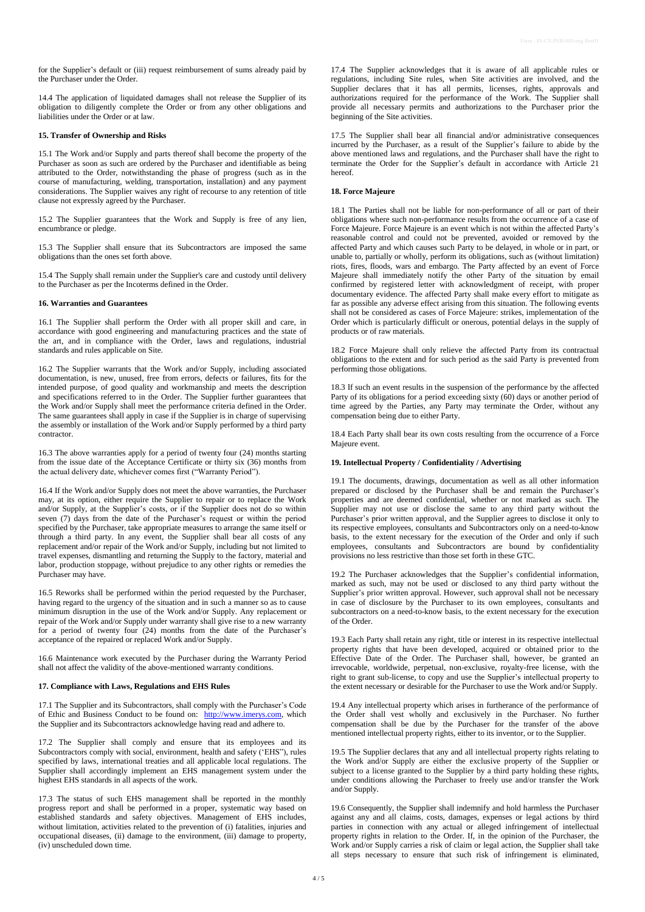for the Supplier's default or (iii) request reimbursement of sums already paid by the Purchaser under the Order.

14.4 The application of liquidated damages shall not release the Supplier of its obligation to diligently complete the Order or from any other obligations and liabilities under the Order or at law.

### 15. Transfer of Ownership and Risks

15.1 The Work and/or Supply and parts thereof shall become the property of the Purchaser as soon as such are ordered by the Purchaser and identifiable as being attributed to the Order, notwithstanding the phase of progress (such as in the course of manufacturing, welding, transportation, installation) and any payment considerations. The Supplier waives any right of recourse to any retention of title clause not expressly agreed by the Purchaser.

15.2 The Supplier guarantees that the Work and Supply is free of any lien, encumbrance or pledge.

15.3 The Supplier shall ensure that its Subcontractors are imposed the same obligations than the ones set forth above.

15.4 The Supply shall remain under the Supplier's care and custody until delivery to the Purchaser as per the Incoterms defined in the Order.

### 16. Warranties and Guarantees

16.1 The Supplier shall perform the Order with all proper skill and care, in accordance with good engineering and manufacturing practices and the state of the art, and in compliance with the Order, laws and regulations, industrial standards and rules applicable on Site.

16.2 The Supplier warrants that the Work and/or Supply, including associated documentation, is new, unused, free from errors, defects or failures, fits for the intended purpose, of good quality and workmanship and meets the description and specifications referred to in the Order. The Supplier further guarantees that the Work and/or Supply shall meet the performance criteria defined in the Order. The same guarantees shall apply in case if the Supplier is in charge of supervising the assembly or installation of the Work and/or Supply performed by a third party contractor.

16.3 The above warranties apply for a period of twenty four (24) months starting from the issue date of the Acceptance Certificate or thirty six (36) months from the actual delivery date, whichever comes first ("Warranty Period").

16.4 If the Work and/or Supply does not meet the above warranties, the Purchaser may, at its option, either require the Supplier to repair or to replace the Work and/or Supply, at the Supplier's costs, or if the Supplier does not do so within seven (7) days from the date of the Purchaser's request or within the period specified by the Purchaser, take appropriate measures to arrange the same itself or through a third party. In any event, the Supplier shall bear all costs of any replacement and/or repair of the Work and/or Supply, including but not limited to travel expenses, dismantling and returning the Supply to the factory, material and labor, production stoppage, without prejudice to any other rights or remedies the Purchaser may have.

16.5 Reworks shall be performed within the period requested by the Purchaser, having regard to the urgency of the situation and in such a manner so as to cause minimum disruption in the use of the Work and/or Supply. Any replacement or repair of the Work and/or Supply under warranty shall give rise to a new warranty for a period of twenty four (24) months from the date of the Purchaser's acceptance of the repaired or replaced Work and/or Supply.

16.6 Maintenance work executed by the Purchaser during the Warranty Period shall not affect the validity of the above-mentioned warranty conditions.

### 17. Compliance with Laws, Regulations and EHS Rules

17.1 The Supplier and its Subcontractors, shall comply with the Purchaser's Code of Ethic and Business Conduct to be found on: http://www.imerys.com, which the Supplier and its Subcontractors acknowledge having read and adhere to.

17.2 The Supplier shall comply and ensure that its employees and its Subcontractors comply with social, environment, health and safety ('EHS"), rules specified by laws, international treaties and all applicable local regulations. The Supplier shall accordingly implement an EHS management system under the highest EHS standards in all aspects of the work.

17.3 The status of such EHS management shall be reported in the monthly progress report and shall be performed in a proper, systematic way based on established standards and safety objectives. Management of EHS includes, without limitation, activities related to the prevention of (i) fatalities, injuries and occupational diseases, (ii) damage to the environment, (iii) damage to property, (iv) unscheduled down time.

17.4 The Supplier acknowledges that it is aware of all applicable rules or regulations, including Site rules, when Site activities are involved, and the Supplier declares that it has all permits, licenses, rights, approvals and authorizations required for the performance of the Work. The Supplier shall provide all necessary permits and authorizations to the Purchaser prior the beginning of the Site activities.

17.5 The Supplier shall bear all financial and/or administrative consequences incurred by the Purchaser, as a result of the Supplier's failure to abide by the above mentioned laws and regulations, and the Purchaser shall have the right to terminate the Order for the Supplier's default in accordance with Article 21 hereof.

### 18. Force Majeure

18.1 The Parties shall not be liable for non-performance of all or part of their obligations where such non-performance results from the occurrence of a case of Force Majeure. Force Majeure is an event which is not within the affected Party's reasonable control and could not be prevented, avoided or removed by the affected Party and which causes such Party to be delayed, in whole or in part, or unable to, partially or wholly, perform its obligations, such as (without limitation) riots, fires, floods, wars and embargo. The Party affected by an event of Force Majeure shall immediately notify the other Party of the situation by email confirmed by registered letter with acknowledgment of receipt, with proper documentary evidence. The affected Party shall make every effort to mitigate as far as possible any adverse effect arising from this situation. The following events shall not be considered as cases of Force Majeure: strikes, implementation of the Order which is particularly difficult or onerous, potential delays in the supply of products or of raw materials.

18.2 Force Majeure shall only relieve the affected Party from its contractual obligations to the extent and for such period as the said Party is prevented from performing those obligations.

18.3 If such an event results in the suspension of the performance by the affected Party of its obligations for a period exceeding sixty (60) days or another period of time agreed by the Parties, any Party may terminate the Order, without any compensation being due to either Party.

18.4 Each Party shall bear its own costs resulting from the occurrence of a Force Majeure event.

### 19. Intellectual Property / Confidentiality / Advertising

19.1 The documents, drawings, documentation as well as all other information prepared or disclosed by the Purchaser shall be and remain the Purchaser's properties and are deemed confidential, whether or not marked as such. The Supplier may not use or disclose the same to any third party without the Purchaser's prior written approval, and the Supplier agrees to disclose it only to its respective employees, consultants and Subcontractors only on a need-to-know basis, to the extent necessary for the execution of the Order and only if such employees, consultants and Subcontractors are bound by confidentiality provisions no less restrictive than those set forth in these GTC.

19.2 The Purchaser acknowledges that the Supplier's confidential information, marked as such, may not be used or disclosed to any third party without the Supplier's prior written approval. However, such approval shall not be necessary in case of disclosure by the Purchaser to its own employees, consultants and subcontractors on a need-to-know basis, to the extent necessary for the execution of the Order.

19.3 Each Party shall retain any right, title or interest in its respective intellectual property rights that have been developed, acquired or obtained prior to the Effective Date of the Order. The Purchaser shall, however, be granted an irrevocable, worldwide, perpetual, non-exclusive, royalty-free license, with the right to grant sub-license, to copy and use the Supplier's intellectual property to the extent necessary or desirable for the Purchaser to use the Work and/or Supply.

19.4 Any intellectual property which arises in furtherance of the performance of the Order shall vest wholly and exclusively in the Purchaser. No further compensation shall be due by the Purchaser for the transfer of the above mentioned intellectual property rights, either to its inventor, or to the Supplier.

19.5 The Supplier declares that any and all intellectual property rights relating to the Work and/or Supply are either the exclusive property of the Supplier or subject to a license granted to the Supplier by a third party holding these rights, under conditions allowing the Purchaser to freely use and/or transfer the Work and/or Supply.

19.6 Consequently, the Supplier shall indemnify and hold harmless the Purchaser against any and all claims, costs, damages, expenses or legal actions by third parties in connection with any actual or alleged infringement of intellectual property rights in relation to the Order. If, in the opinion of the Purchaser, the Work and/or Supply carries a risk of claim or legal action, the Supplier shall take all steps necessary to ensure that such risk of infringement is eliminated,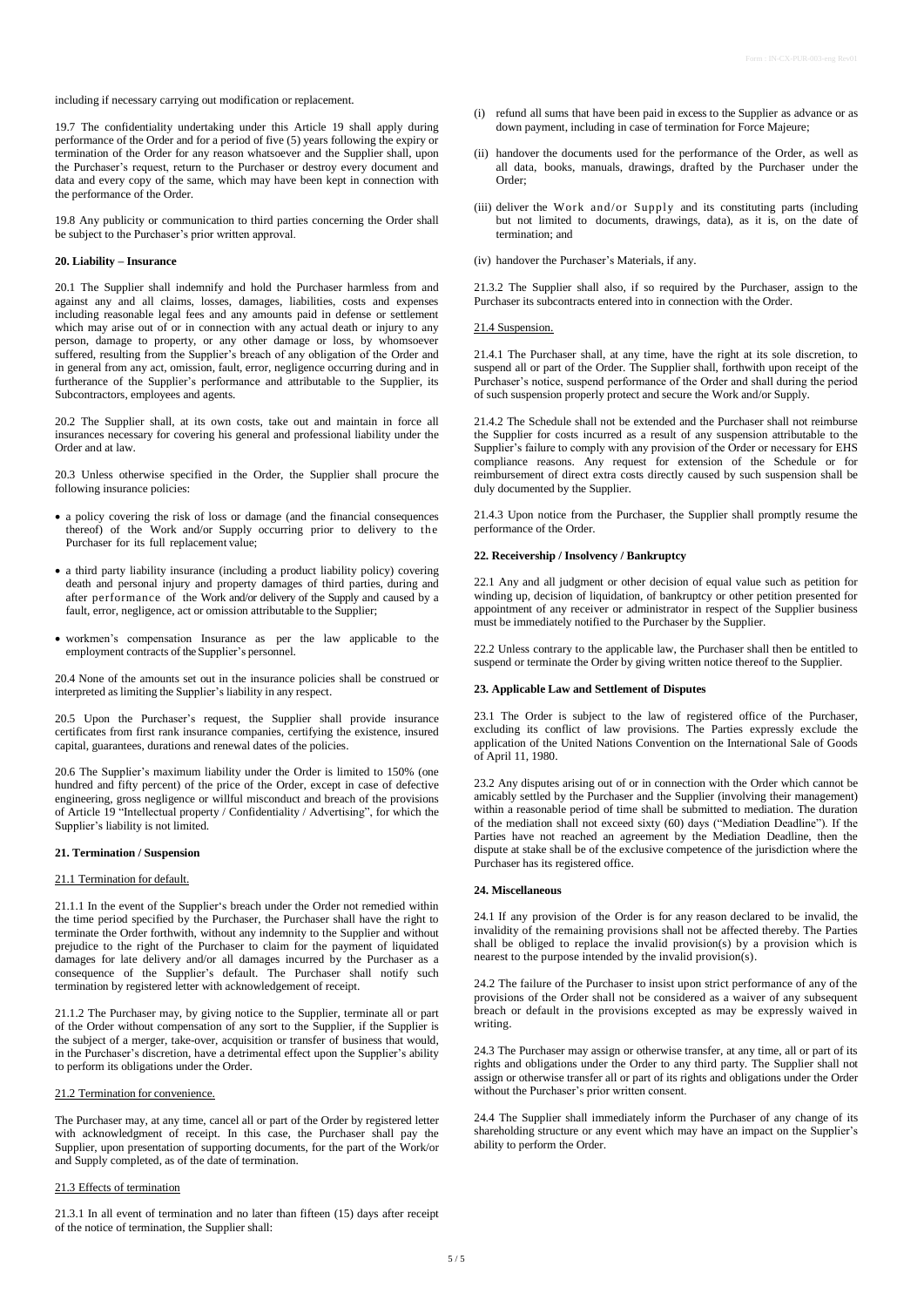including if necessary carrying out modification or replacement.

19.7 The confidentiality undertaking under this Article 19 shall apply during performance of the Order and for a period of five (5) years following the expiry or termination of the Order for any reason whatsoever and the Supplier shall, upon the Purchaser's request, return to the Purchaser or destroy every document and data and every copy of the same, which may have been kept in connection with the performance of the Order.

19.8 Any publicity or communication to third parties concerning the Order shall be subject to the Purchaser's prior written approval.

**20. Liability – Insurance**

20.1 The Supplier shall indemnify and hold the Purchaser harmless from and against any and all claims, losses, damages, liabilities, costs and expenses including reasonable legal fees and any amounts paid in defense or settlement which may arise out of or in connection with any actual death or injury to any person, damage to property, or any other damage or loss, by whomsoever suffered, resulting from the Supplier's breach of any obligation of the Order and in general from any act, omission, fault, error, negligence occurring during and in furtherance of the Supplier's performance and attributable to the Supplier, its Subcontractors, employees and agents.

20.2 The Supplier shall, at its own costs, take out and maintain in force all insurances necessary for covering his general and professional liability under the Order and at law.

20.3 Unless otherwise specified in the Order, the Supplier shall procure the following insurance policies:

- a policy covering the risk of loss or damage (and the financial consequences thereof) of the Work and/or Supply occurring prior to delivery to the Purchaser for its full replacement value;
- a third party liability insurance (including a product liability policy) covering death and personal injury and property damages of third parties, during and after performance of the Work and/or delivery of the Supply and caused by a fault, error, negligence, act or omission attributable to the Supplier;
- workmen's compensation Insurance as per the law applicable to the employment contracts of the Supplier's personnel.

20.4 None of the amounts set out in the insurance policies shall be construed or interpreted as limiting the Supplier's liability in any respect.

20.5 Upon the Purchaser's request, the Supplier shall provide insurance certificates from first rank insurance companies, certifying the existence, insured capital, guarantees, durations and renewal dates of the policies.

20.6 The Supplier's maximum liability under the Order is limited to 150% (one hundred and fifty percent) of the price of the Order, except in case of defective engineering, gross negligence or willful misconduct and breach of the provisions of Article 19 "Intellectual property / Confidentiality / Advertising", for which the Supplier's liability is not limited.

**21. Termination / Suspension**

21.1 Termination for default.

21.1.1 In the event of the Supplier's breach under the Order not remedied within the time period specified by the Purchaser, the Purchaser shall have the right to terminate the Order forthwith, without any indemnity to the Supplier and without prejudice to the right of the Purchaser to claim for the payment of liquidated damages for late delivery and/or all damages incurred by the Purchaser as a consequence of the Supplier's default. The Purchaser shall notify such termination by registered letter with acknowledgement of receipt.

21.1.2 The Purchaser may, by giving notice to the Supplier, terminate all or part of the Order without compensation of any sort to the Supplier, if the Supplier is the subject of a merger, take-over, acquisition or transfer of business that would, in the Purchaser's discretion, have a detrimental effect upon the Supplier's ability to perform its obligations under the Order.

21.2 Termination for convenience.

The Purchaser may, at any time, cancel all or part of the Order by registered letter with acknowledgment of receipt. In this case, the Purchaser shall pay the Supplier, upon presentation of supporting documents, for the part of the Work/or and Supply completed, as of the date of termination.

21.3 Effects of termination

21.3.1 In all event of termination and no later than fifteen (15) days after receipt of the notice of termination, the Supplier shall:

(i) refund all sums that have been paid in excess to the Supplier as advance or as down payment, including in case of termination for Force Majeure;

(ii) handover the documents used for the performance of the Order, as well as all data, books, manuals, drawings, drafted by the Purchaser under the Order;

(iii) deliver the Work and/or Supply and its constituting parts (including but not limited to documents, drawings, data), as it is, on the date of termination; and

(iv) handover the Purchaser's Materials, if any.

21.3.2 The Supplier shall also, if so required by the Purchaser, assign to the Purchaser its subcontracts entered into in connection with the Order.

21.4 Suspension.

21.4.1 The Purchaser shall, at any time, have the right at its sole discretion, to suspend all or part of the Order. The Supplier shall, forthwith upon receipt of the Purchaser's notice, suspend performance of the Order and shall during the period of such suspension properly protect and secure the Work and/or Supply.

21.4.2 The Schedule shall not be extended and the Purchaser shall not reimburse the Supplier for costs incurred as a result of any suspension attributable to the Supplier's failure to comply with any provision of the Order or necessary for EHS compliance reasons. Any request for extension of the Schedule or for reimbursement of direct extra costs directly caused by such suspension shall be duly documented by the Supplier.

21.4.3 Upon notice from the Purchaser, the Supplier shall promptly resume the performance of the Order.

**22. Receivership / Insolvency / Bankruptcy**

22.1 Any and all judgment or other decision of equal value such as petition for winding up, decision of liquidation, of bankruptcy or other petition presented for appointment of any receiver or administrator in respect of the Supplier business must be immediately notified to the Purchaser by the Supplier.

22.2 Unless contrary to the applicable law, the Purchaser shall then be entitled to suspend or terminate the Order by giving written notice thereof to the Supplier.

**23. Applicable Law and Settlement of Disputes**

23.1 The Order is subject to the law of registered office of the Purchaser, excluding its conflict of law provisions. The Parties expressly exclude the application of the United Nations Convention on the International Sale of Goods of April 11, 1980.

23.2 Any disputes arising out of or in connection with the Order which cannot be amicably settled by the Purchaser and the Supplier (involving their management) within a reasonable period of time shall be submitted to mediation. The duration of the mediation shall not exceed sixty (60) days ("Mediation Deadline"). If the Parties have not reached an agreement by the Mediation Deadline, then the dispute at stake shall be of the exclusive competence of the jurisdiction where the Purchaser has its registered office.

**24. Miscellaneous**

24.1 If any provision of the Order is for any reason declared to be invalid, the invalidity of the remaining provisions shall not be affected thereby. The Parties shall be obliged to replace the invalid provision(s) by a provision which is nearest to the purpose intended by the invalid provision(s).

24.2 The failure of the Purchaser to insist upon strict performance of any of the provisions of the Order shall not be considered as a waiver of any subsequent breach or default in the provisions excepted as may be expressly waived in writing.

24.3 The Purchaser may assign or otherwise transfer, at any time, all or part of its rights and obligations under the Order to any third party. The Supplier shall not assign or otherwise transfer all or part of its rights and obligations under the Order without the Purchaser's prior written consent.

24.4 The Supplier shall immediately inform the Purchaser of any change of its shareholding structure or any event which may have an impact on the Supplier's ability to perform the Order.